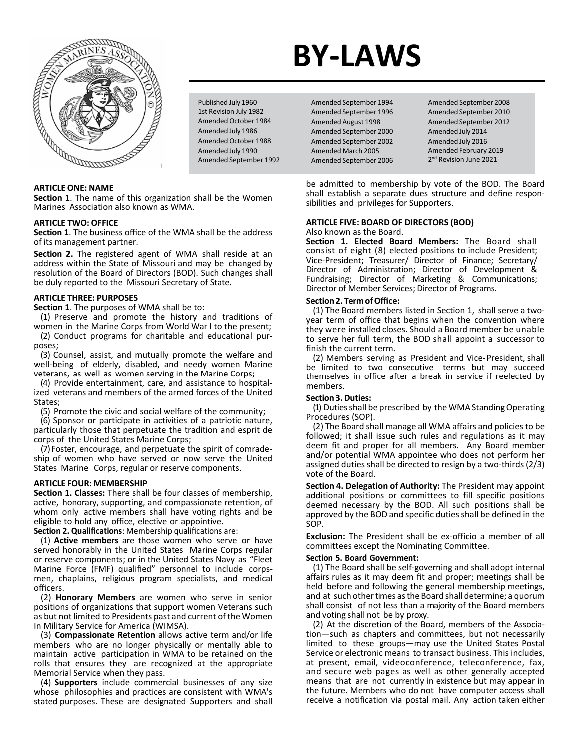# BY-LAWS

Published July 1960
1st Revision July 1982
Amended October 1984
Amended July 1986
Amended October 1988
Amended July 1990
Amended September 1992
Amended September 1994
Amended September 1996
Amended August 1998
Amended September 2000
Amended September 2002
Amended March 2005
Amended September 2006
Amended September 2008
Amended September 2010
Amended September 2012
Amended July 2014
Amended July 2016
Amended February 2019
2nd Revision June 2021

**ARTICLE ONE: NAME**

**Section 1**. The name of this organization shall be the Women Marines Association also known as WMA.

**ARTICLE TWO: OFFICE**

**Section 1**. The business office of the WMA shall be the address of its management partner.

**Section 2.** The registered agent of WMA shall reside at an address within the State of Missouri and may be changed by resolution of the Board of Directors (BOD). Such changes shall be duly reported to the Missouri Secretary of State.

**ARTICLE THREE: PURPOSES**

**Section 1**. The purposes of WMA shall be to:

(1) Preserve and promote the history and traditions of women in the Marine Corps from World War I to the present;

(2) Conduct programs for charitable and educational purposes;

(3) Counsel, assist, and mutually promote the welfare and well-being of elderly, disabled, and needy women Marine veterans, as well as women serving in the Marine Corps;

(4) Provide entertainment, care, and assistance to hospitalized veterans and members of the armed forces of the United States;

(5) Promote the civic and social welfare of the community;

(6) Sponsor or participate in activities of a patriotic nature, particularly those that perpetuate the tradition and esprit de corps of the United States Marine Corps;

(7) Foster, encourage, and perpetuate the spirit of comradeship of women who have served or now serve the United States Marine Corps, regular or reserve components.

**ARTICLE FOUR: MEMBERSHIP**

**Section 1. Classes:** There shall be four classes of membership, active, honorary, supporting, and compassionate retention, of whom only active members shall have voting rights and be eligible to hold any office, elective or appointive.

**Section 2. Qualifications**: Membership qualifications are:

(1) **Active members** are those women who serve or have served honorably in the United States Marine Corps regular or reserve components; or in the United States Navy as "Fleet Marine Force (FMF) qualified" personnel to include corpsmen, chaplains, religious program specialists, and medical officers.

(2) **Honorary Members** are women who serve in senior positions of organizations that support women Veterans such as but not limited to Presidents past and current of the Women In Military Service for America (WIMSA).

(3) **Compassionate Retention** allows active term and/or life members who are no longer physically or mentally able to maintain active participation in WMA to be retained on the rolls that ensures they are recognized at the appropriate Memorial Service when they pass.

(4) **Supporters** include commercial businesses of any size whose philosophies and practices are consistent with WMA's stated purposes. These are designated Supporters and shall be admitted to membership by vote of the BOD. The Board shall establish a separate dues structure and define responsibilities and privileges for Supporters.

**ARTICLE FIVE: BOARD OF DIRECTORS (BOD)**

Also known as the Board.

**Section 1. Elected Board Members:** The Board shall consist of eight (8) elected positions to include President; Vice-President; Treasurer/ Director of Finance; Secretary/ Director of Administration; Director of Development & Fundraising; Director of Marketing & Communications; Director of Member Services; Director of Programs.

**Section 2. Term of Office:**

(1) The Board members listed in Section 1, shall serve a two-year term of office that begins when the convention where they were installed closes. Should a Board member be unable to serve her full term, the BOD shall appoint a successor to finish the current term.

(2) Members serving as President and Vice-President, shall be limited to two consecutive terms but may succeed themselves in office after a break in service if reelected by members.

**Section 3. Duties:**

(1) Duties shall be prescribed by the WMA Standing Operating Procedures (SOP).

(2) The Board shall manage all WMA affairs and policies to be followed; it shall issue such rules and regulations as it may deem fit and proper for all members. Any Board member and/or potential WMA appointee who does not perform her assigned duties shall be directed to resign by a two-thirds (2/3) vote of the Board.

**Section 4. Delegation of Authority:** The President may appoint additional positions or committees to fill specific positions deemed necessary by the BOD. All such positions shall be approved by the BOD and specific duties shall be defined in the SOP.

**Exclusion:** The President shall be ex-officio a member of all committees except the Nominating Committee.

**Section 5. Board Government:**

(1) The Board shall be self-governing and shall adopt internal affairs rules as it may deem fit and proper; meetings shall be held before and following the general membership meetings, and at such other times as the Board shall determine; a quorum shall consist of not less than a majority of the Board members and voting shall not be by proxy.

(2) At the discretion of the Board, members of the Association—such as chapters and committees, but not necessarily limited to these groups—may use the United States Postal Service or electronic means to transact business. This includes, at present, email, videoconference, teleconference, fax, and secure web pages as well as other generally accepted means that are not currently in existence but may appear in the future. Members who do not have computer access shall receive a notification via postal mail. Any action taken either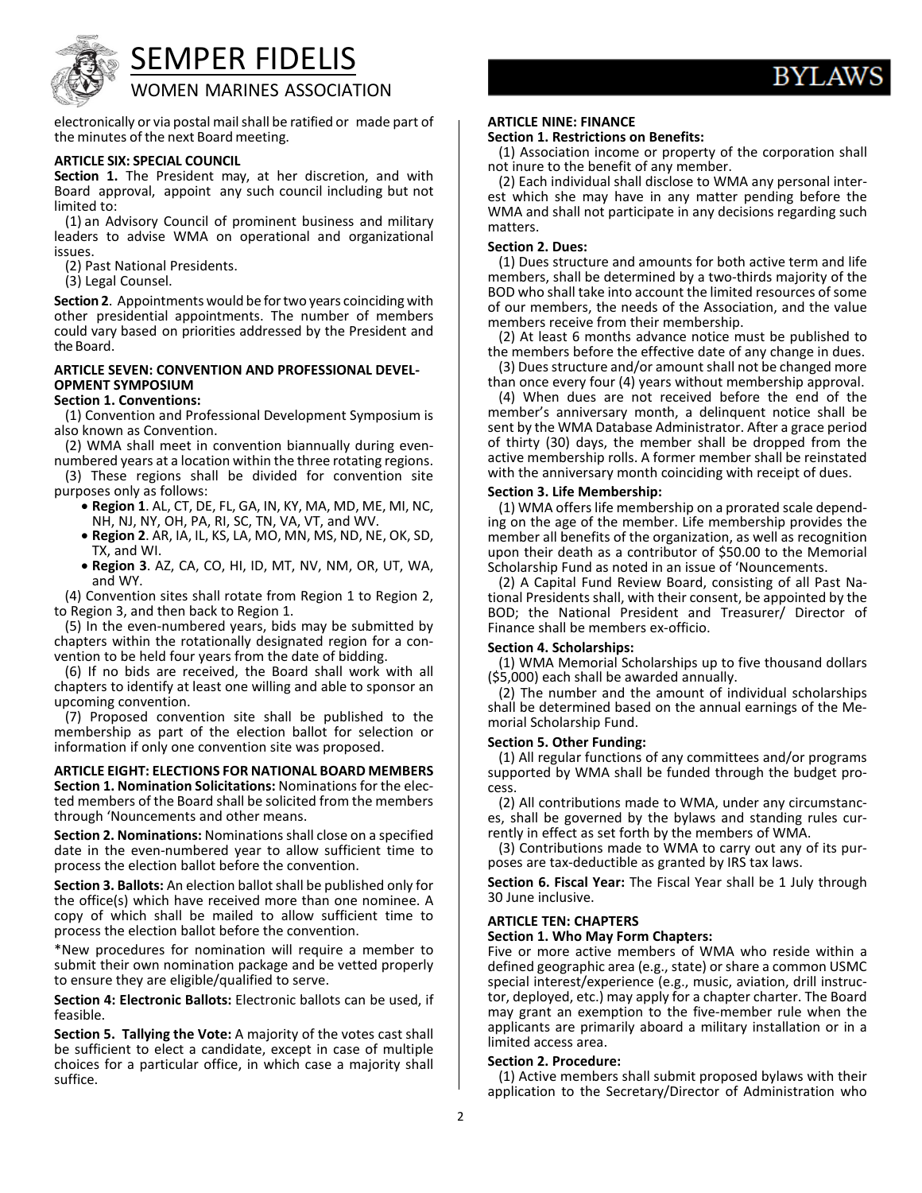electronically or via postal mail shall be ratified or made part of the minutes of the next Board meeting.

**ARTICLE SIX: SPECIAL COUNCIL**

**Section 1.** The President may, at her discretion, and with Board approval, appoint any such council including but not limited to:

(1) an Advisory Council of prominent business and military leaders to advise WMA on operational and organizational issues.

(2) Past National Presidents.

(3) Legal Counsel.

**Section 2**. Appointments would be for two years coinciding with other presidential appointments. The number of members could vary based on priorities addressed by the President and the Board.

**ARTICLE SEVEN: CONVENTION AND PROFESSIONAL DEVELOPMENT SYMPOSIUM**

**Section 1. Conventions:**

(1) Convention and Professional Development Symposium is also known as Convention.

(2) WMA shall meet in convention biannually during even-numbered years at a location within the three rotating regions.

(3) These regions shall be divided for convention site purposes only as follows:

- **Region 1**. AL, CT, DE, FL, GA, IN, KY, MA, MD, ME, MI, NC, NH, NJ, NY, OH, PA, RI, SC, TN, VA, VT, and WV.
- **Region 2**. AR, IA, IL, KS, LA, MO, MN, MS, ND, NE, OK, SD, TX, and WI.
- **Region 3**. AZ, CA, CO, HI, ID, MT, NV, NM, OR, UT, WA, and WY.

(4) Convention sites shall rotate from Region 1 to Region 2, to Region 3, and then back to Region 1.

(5) In the even-numbered years, bids may be submitted by chapters within the rotationally designated region for a convention to be held four years from the date of bidding.

(6) If no bids are received, the Board shall work with all chapters to identify at least one willing and able to sponsor an upcoming convention.

(7) Proposed convention site shall be published to the membership as part of the election ballot for selection or information if only one convention site was proposed.

**ARTICLE EIGHT: ELECTIONS FOR NATIONAL BOARD MEMBERS**

**Section 1. Nomination Solicitations:** Nominations for the elected members of the Board shall be solicited from the members through 'Nouncements and other means.

**Section 2. Nominations:** Nominations shall close on a specified date in the even-numbered year to allow sufficient time to process the election ballot before the convention.

**Section 3. Ballots:** An election ballot shall be published only for the office(s) which have received more than one nominee. A copy of which shall be mailed to allow sufficient time to process the election ballot before the convention.

*New procedures for nomination will require a member to submit their own nomination package and be vetted properly to ensure they are eligible/qualified to serve.

**Section 4: Electronic Ballots:** Electronic ballots can be used, if feasible.

**Section 5. Tallying the Vote:** A majority of the votes cast shall be sufficient to elect a candidate, except in case of multiple choices for a particular office, in which case a majority shall suffice.

**ARTICLE NINE: FINANCE**

**Section 1. Restrictions on Benefits:**

(1) Association income or property of the corporation shall not inure to the benefit of any member.

(2) Each individual shall disclose to WMA any personal interest which she may have in any matter pending before the WMA and shall not participate in any decisions regarding such matters.

**Section 2. Dues:**

(1) Dues structure and amounts for both active term and life members, shall be determined by a two-thirds majority of the BOD who shall take into account the limited resources of some of our members, the needs of the Association, and the value members receive from their membership.

(2) At least 6 months advance notice must be published to the members before the effective date of any change in dues.

(3) Dues structure and/or amount shall not be changed more than once every four (4) years without membership approval.

(4) When dues are not received before the end of the member's anniversary month, a delinquent notice shall be sent by the WMA Database Administrator. After a grace period of thirty (30) days, the member shall be dropped from the active membership rolls. A former member shall be reinstated with the anniversary month coinciding with receipt of dues.

**Section 3. Life Membership:**

(1) WMA offers life membership on a prorated scale depending on the age of the member. Life membership provides the member all benefits of the organization, as well as recognition upon their death as a contributor of $50.00 to the Memorial Scholarship Fund as noted in an issue of 'Nouncements.

(2) A Capital Fund Review Board, consisting of all Past National Presidents shall, with their consent, be appointed by the BOD; the National President and Treasurer/ Director of Finance shall be members ex-officio.

**Section 4. Scholarships:**

(1) WMA Memorial Scholarships up to five thousand dollars ($5,000) each shall be awarded annually.

(2) The number and the amount of individual scholarships shall be determined based on the annual earnings of the Memorial Scholarship Fund.

**Section 5. Other Funding:**

(1) All regular functions of any committees and/or programs supported by WMA shall be funded through the budget process.

(2) All contributions made to WMA, under any circumstances, shall be governed by the bylaws and standing rules currently in effect as set forth by the members of WMA.

(3) Contributions made to WMA to carry out any of its purposes are tax-deductible as granted by IRS tax laws.

**Section 6. Fiscal Year:** The Fiscal Year shall be 1 July through 30 June inclusive.

**ARTICLE TEN: CHAPTERS**

**Section 1. Who May Form Chapters:**

Five or more active members of WMA who reside within a defined geographic area (e.g., state) or share a common USMC special interest/experience (e.g., music, aviation, drill instructor, deployed, etc.) may apply for a chapter charter. The Board may grant an exemption to the five-member rule when the applicants are primarily aboard a military installation or in a limited access area.

**Section 2. Procedure:**

(1) Active members shall submit proposed bylaws with their application to the Secretary/Director of Administration who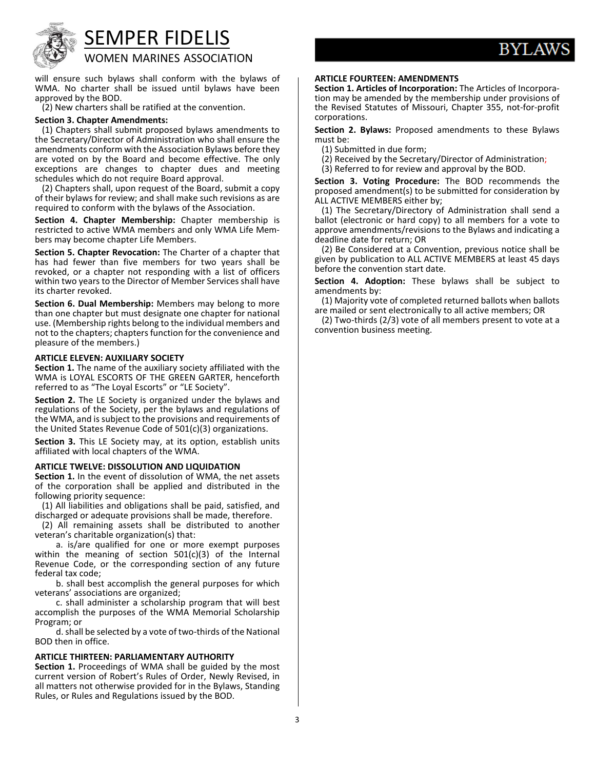will ensure such bylaws shall conform with the bylaws of WMA. No charter shall be issued until bylaws have been approved by the BOD.

(2) New charters shall be ratified at the convention.

**Section 3. Chapter Amendments:**

(1) Chapters shall submit proposed bylaws amendments to the Secretary/Director of Administration who shall ensure the amendments conform with the Association Bylaws before they are voted on by the Board and become effective. The only exceptions are changes to chapter dues and meeting schedules which do not require Board approval.

(2) Chapters shall, upon request of the Board, submit a copy of their bylaws for review; and shall make such revisions as are required to conform with the bylaws of the Association.

**Section 4. Chapter Membership:** Chapter membership is restricted to active WMA members and only WMA Life Members may become chapter Life Members.

**Section 5. Chapter Revocation:** The Charter of a chapter that has had fewer than five members for two years shall be revoked, or a chapter not responding with a list of officers within two years to the Director of Member Services shall have its charter revoked.

**Section 6. Dual Membership:** Members may belong to more than one chapter but must designate one chapter for national use. (Membership rights belong to the individual members and not to the chapters; chapters function for the convenience and pleasure of the members.)

**ARTICLE ELEVEN: AUXILIARY SOCIETY**

**Section 1.** The name of the auxiliary society affiliated with the WMA is LOYAL ESCORTS OF THE GREEN GARTER, henceforth referred to as "The Loyal Escorts" or "LE Society".

**Section 2.** The LE Society is organized under the bylaws and regulations of the Society, per the bylaws and regulations of the WMA, and is subject to the provisions and requirements of the United States Revenue Code of 501(c)(3) organizations.

**Section 3.** This LE Society may, at its option, establish units affiliated with local chapters of the WMA.

**ARTICLE TWELVE: DISSOLUTION AND LIQUIDATION**

**Section 1.** In the event of dissolution of WMA, the net assets of the corporation shall be applied and distributed in the following priority sequence:

(1) All liabilities and obligations shall be paid, satisfied, and discharged or adequate provisions shall be made, therefore.

(2) All remaining assets shall be distributed to another veteran's charitable organization(s) that:

a. is/are qualified for one or more exempt purposes within the meaning of section 501(c)(3) of the Internal Revenue Code, or the corresponding section of any future federal tax code;

b. shall best accomplish the general purposes for which veterans' associations are organized;

c. shall administer a scholarship program that will best accomplish the purposes of the WMA Memorial Scholarship Program; or

d. shall be selected by a vote of two-thirds of the National BOD then in office.

**ARTICLE THIRTEEN: PARLIAMENTARY AUTHORITY**

**Section 1.** Proceedings of WMA shall be guided by the most current version of Robert's Rules of Order, Newly Revised, in all matters not otherwise provided for in the Bylaws, Standing Rules, or Rules and Regulations issued by the BOD.

**ARTICLE FOURTEEN: AMENDMENTS**

**Section 1. Articles of Incorporation:** The Articles of Incorporation may be amended by the membership under provisions of the Revised Statutes of Missouri, Chapter 355, not-for-profit corporations.

**Section 2. Bylaws:** Proposed amendments to these Bylaws must be:

(1) Submitted in due form;

(2) Received by the Secretary/Director of Administration;

(3) Referred to for review and approval by the BOD.

**Section 3. Voting Procedure:** The BOD recommends the proposed amendment(s) to be submitted for consideration by ALL ACTIVE MEMBERS either by;

(1) The Secretary/Directory of Administration shall send a ballot (electronic or hard copy) to all members for a vote to approve amendments/revisions to the Bylaws and indicating a deadline date for return; OR

(2) Be Considered at a Convention, previous notice shall be given by publication to ALL ACTIVE MEMBERS at least 45 days before the convention start date.

**Section 4. Adoption:** These bylaws shall be subject to amendments by:

(1) Majority vote of completed returned ballots when ballots are mailed or sent electronically to all active members; OR

(2) Two-thirds (2/3) vote of all members present to vote at a convention business meeting.